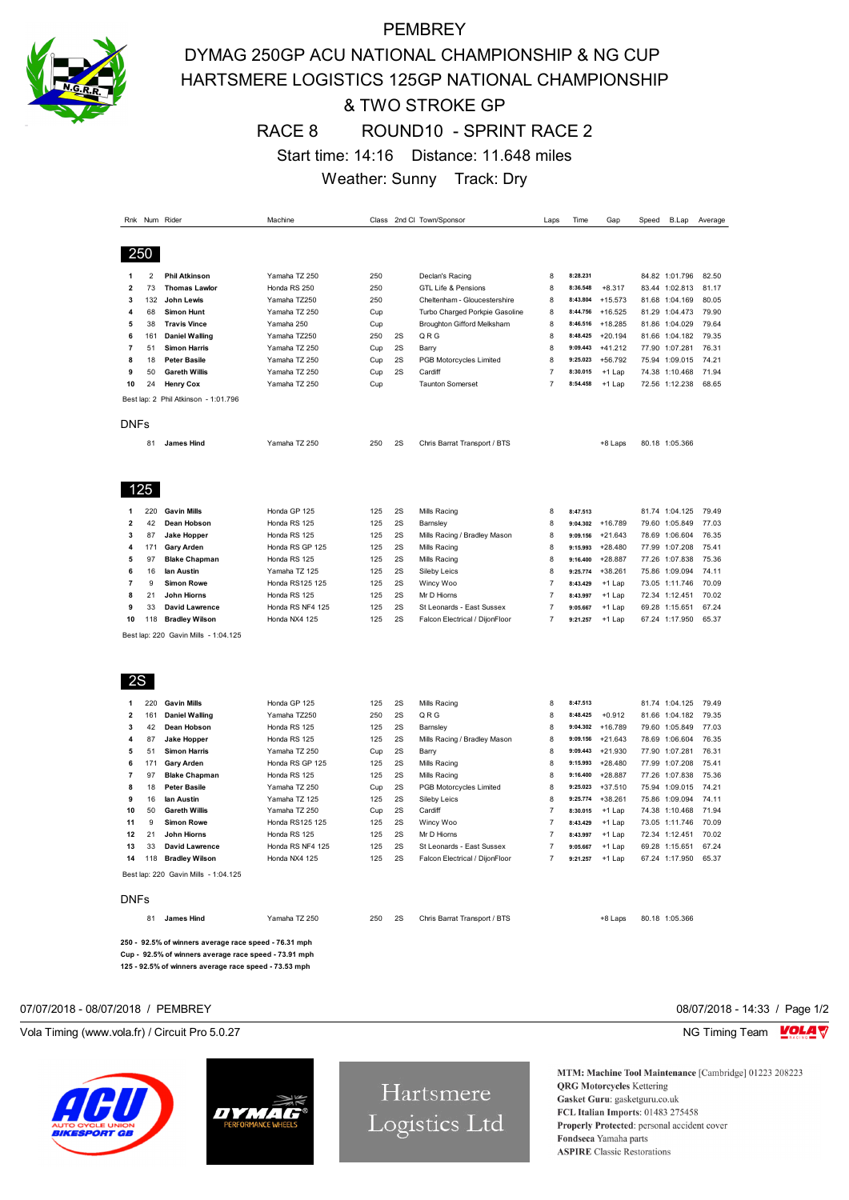# PEMBREY

## DYMAG 250GP ACU NATIONAL CHAMPIONSHIP & NG CUP
## HARTSMERE LOGISTICS 125GP NATIONAL CHAMPIONSHIP
## & TWO STROKE GP

### RACE 8 ROUND10 - SPRINT RACE 2

Start time: 14:16 Distance: 11.648 miles

Weather: Sunny Track: Dry

## 250

| Rnk | Num | Rider | Machine | Class | 2nd Cl | Town/Sponsor | Laps | Time | Gap | Speed | B.Lap | Average |
|---|---|---|---|---|---|---|---|---|---|---|---|---|
| 1 | 2 | **Phil Atkinson** | Yamaha TZ 250 | 250 | | Declan's Racing | 8 | 8:28.231 | | 84.82 | 1:01.796 | 82.50 |
| 2 | 73 | **Thomas Lawlor** | Honda RS 250 | 250 | | GTL Life & Pensions | 8 | 8:36.548 | +8.317 | 83.44 | 1:02.813 | 81.17 |
| 3 | 132 | **John Lewis** | Yamaha TZ250 | 250 | | Cheltenham - Gloucestershire | 8 | 8:43.804 | +15.573 | 81.68 | 1:04.169 | 80.05 |
| 4 | 68 | **Simon Hunt** | Yamaha TZ 250 | Cup | | Turbo Charged Porkpie Gasoline | 8 | 8:44.756 | +16.525 | 81.29 | 1:04.473 | 79.90 |
| 5 | 38 | **Travis Vince** | Yamaha 250 | Cup | | Broughton Gifford Melksham | 8 | 8:46.516 | +18.285 | 81.86 | 1:04.029 | 79.64 |
| 6 | 161 | **Daniel Walling** | Yamaha TZ250 | 250 | 2S | Q R G | 8 | 8:48.425 | +20.194 | 81.66 | 1:04.182 | 79.35 |
| 7 | 51 | **Simon Harris** | Yamaha TZ 250 | Cup | 2S | Barry | 8 | 9:09.443 | +41.212 | 77.90 | 1:07.281 | 76.31 |
| 8 | 18 | **Peter Basile** | Yamaha TZ 250 | Cup | 2S | PGB Motorcycles Limited | 8 | 9:25.023 | +56.792 | 75.94 | 1:09.015 | 74.21 |
| 9 | 50 | **Gareth Willis** | Yamaha TZ 250 | Cup | 2S | Cardiff | 7 | 8:30.015 | +1 Lap | 74.38 | 1:10.468 | 71.94 |
| 10 | 24 | **Henry Cox** | Yamaha TZ 250 | Cup | | Taunton Somerset | 7 | 8:54.458 | +1 Lap | 72.56 | 1:12.238 | 68.65 |

Best lap: 2 Phil Atkinson - 1:01.796

### DNFs

| Rnk | Num | Rider | Machine | Class | 2nd Cl | Town/Sponsor | Laps | Time | Gap | Speed | B.Lap | Average |
|---|---|---|---|---|---|---|---|---|---|---|---|---|
| | 81 | **James Hind** | Yamaha TZ 250 | 250 | 2S | Chris Barrat Transport / BTS | | | +8 Laps | 80.18 | 1:05.366 | |

## 125

| Rnk | Num | Rider | Machine | Class | 2nd Cl | Town/Sponsor | Laps | Time | Gap | Speed | B.Lap | Average |
|---|---|---|---|---|---|---|---|---|---|---|---|---|
| 1 | 220 | **Gavin Mills** | Honda GP 125 | 125 | 2S | Mills Racing | 8 | 8:47.513 | | 81.74 | 1:04.125 | 79.49 |
| 2 | 42 | **Dean Hobson** | Honda RS 125 | 125 | 2S | Barnsley | 8 | 9:04.302 | +16.789 | 79.60 | 1:05.849 | 77.03 |
| 3 | 87 | **Jake Hopper** | Honda RS 125 | 125 | 2S | Mills Racing / Bradley Mason | 8 | 9:09.156 | +21.643 | 78.69 | 1:06.604 | 76.35 |
| 4 | 171 | **Gary Arden** | Honda RS GP 125 | 125 | 2S | Mills Racing | 8 | 9:15.993 | +28.480 | 77.99 | 1:07.208 | 75.41 |
| 5 | 97 | **Blake Chapman** | Honda RS 125 | 125 | 2S | Mills Racing | 8 | 9:16.400 | +28.887 | 77.26 | 1:07.838 | 75.36 |
| 6 | 16 | **Ian Austin** | Yamaha TZ 125 | 125 | 2S | Sileby Leics | 8 | 9:25.774 | +38.261 | 75.86 | 1:09.094 | 74.11 |
| 7 | 9 | **Simon Rowe** | Honda RS125 125 | 125 | 2S | Wincy Woo | 7 | 8:43.429 | +1 Lap | 73.05 | 1:11.746 | 70.09 |
| 8 | 21 | **John Hiorns** | Honda RS 125 | 125 | 2S | Mr D Hiorns | 7 | 8:43.997 | +1 Lap | 72.34 | 1:12.451 | 70.02 |
| 9 | 33 | **David Lawrence** | Honda RS NF4 125 | 125 | 2S | St Leonards - East Sussex | 7 | 9:05.667 | +1 Lap | 69.28 | 1:15.651 | 67.24 |
| 10 | 118 | **Bradley Wilson** | Honda NX4 125 | 125 | 2S | Falcon Electrical / DijonFloor | 7 | 9:21.257 | +1 Lap | 67.24 | 1:17.950 | 65.37 |

Best lap: 220 Gavin Mills - 1:04.125

## 2S

| Rnk | Num | Rider | Machine | Class | 2nd Cl | Town/Sponsor | Laps | Time | Gap | Speed | B.Lap | Average |
|---|---|---|---|---|---|---|---|---|---|---|---|---|
| 1 | 220 | **Gavin Mills** | Honda GP 125 | 125 | 2S | Mills Racing | 8 | 8:47.513 | | 81.74 | 1:04.125 | 79.49 |
| 2 | 161 | **Daniel Walling** | Yamaha TZ250 | 250 | 2S | Q R G | 8 | 8:48.425 | +0.912 | 81.66 | 1:04.182 | 79.35 |
| 3 | 42 | **Dean Hobson** | Honda RS 125 | 125 | 2S | Barnsley | 8 | 9:04.302 | +16.789 | 79.60 | 1:05.849 | 77.03 |
| 4 | 87 | **Jake Hopper** | Honda RS 125 | 125 | 2S | Mills Racing / Bradley Mason | 8 | 9:09.156 | +21.643 | 78.69 | 1:06.604 | 76.35 |
| 5 | 51 | **Simon Harris** | Yamaha TZ 250 | Cup | 2S | Barry | 8 | 9:09.443 | +21.930 | 77.90 | 1:07.281 | 76.31 |
| 6 | 171 | **Gary Arden** | Honda RS GP 125 | 125 | 2S | Mills Racing | 8 | 9:15.993 | +28.480 | 77.99 | 1:07.208 | 75.41 |
| 7 | 97 | **Blake Chapman** | Honda RS 125 | 125 | 2S | Mills Racing | 8 | 9:16.400 | +28.887 | 77.26 | 1:07.838 | 75.36 |
| 8 | 18 | **Peter Basile** | Yamaha TZ 250 | Cup | 2S | PGB Motorcycles Limited | 8 | 9:25.023 | +37.510 | 75.94 | 1:09.015 | 74.21 |
| 9 | 16 | **Ian Austin** | Yamaha TZ 125 | 125 | 2S | Sileby Leics | 8 | 9:25.774 | +38.261 | 75.86 | 1:09.094 | 74.11 |
| 10 | 50 | **Gareth Willis** | Yamaha TZ 250 | Cup | 2S | Cardiff | 7 | 8:30.015 | +1 Lap | 74.38 | 1:10.468 | 71.94 |
| 11 | 9 | **Simon Rowe** | Honda RS125 125 | 125 | 2S | Wincy Woo | 7 | 8:43.429 | +1 Lap | 73.05 | 1:11.746 | 70.09 |
| 12 | 21 | **John Hiorns** | Honda RS 125 | 125 | 2S | Mr D Hiorns | 7 | 8:43.997 | +1 Lap | 72.34 | 1:12.451 | 70.02 |
| 13 | 33 | **David Lawrence** | Honda RS NF4 125 | 125 | 2S | St Leonards - East Sussex | 7 | 9:05.667 | +1 Lap | 69.28 | 1:15.651 | 67.24 |
| 14 | 118 | **Bradley Wilson** | Honda NX4 125 | 125 | 2S | Falcon Electrical / DijonFloor | 7 | 9:21.257 | +1 Lap | 67.24 | 1:17.950 | 65.37 |

Best lap: 220 Gavin Mills - 1:04.125

### DNFs

| Rnk | Num | Rider | Machine | Class | 2nd Cl | Town/Sponsor | Laps | Time | Gap | Speed | B.Lap | Average |
|---|---|---|---|---|---|---|---|---|---|---|---|---|
| | 81 | **James Hind** | Yamaha TZ 250 | 250 | 2S | Chris Barrat Transport / BTS | | | +8 Laps | 80.18 | 1:05.366 | |

**250 - 92.5% of winners average race speed - 76.31 mph**
**Cup - 92.5% of winners average race speed - 73.91 mph**
**125 - 92.5% of winners average race speed - 73.53 mph**

07/07/2018 - 08/07/2018 / PEMBREY

08/07/2018 - 14:33

Vola Timing (www.vola.fr) / Circuit Pro 5.0.27

NG Timing Team

**MTM: Machine Tool Maintenance** [Cambridge] 01223 208223
**QRG Motorcycles** Kettering
**Gasket Guru**: gasketguru.co.uk
**FCL Italian Imports**: 01483 275458
**Properly Protected**: personal accident cover
**Fondseca** Yamaha parts
**ASPIRE** Classic Restorations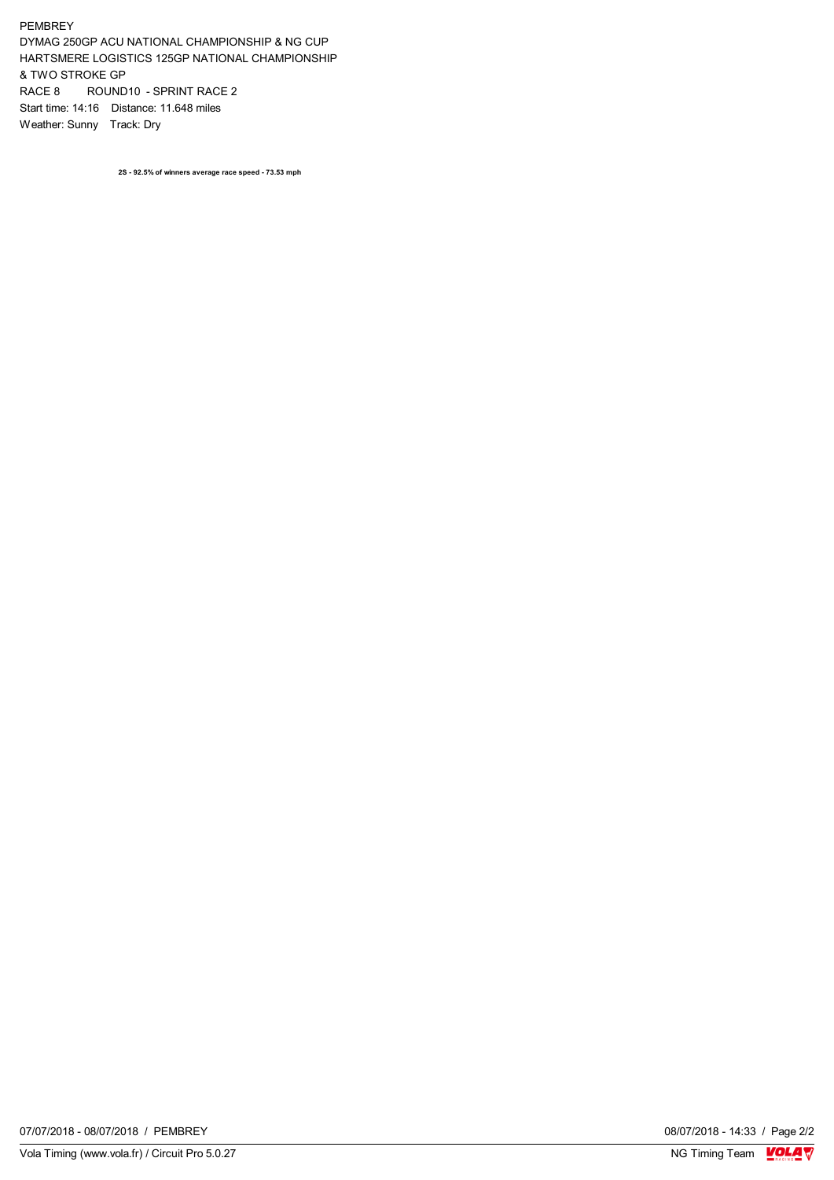PEMBREY
DYMAG 250GP ACU NATIONAL CHAMPIONSHIP & NG CUP
HARTSMERE LOGISTICS 125GP NATIONAL CHAMPIONSHIP
& TWO STROKE GP
RACE 8 ROUND10 - SPRINT RACE 2
Start time: 14:16 Distance: 11.648 miles
Weather: Sunny Track: Dry

**2S - 92.5% of winners average race speed - 73.53 mph**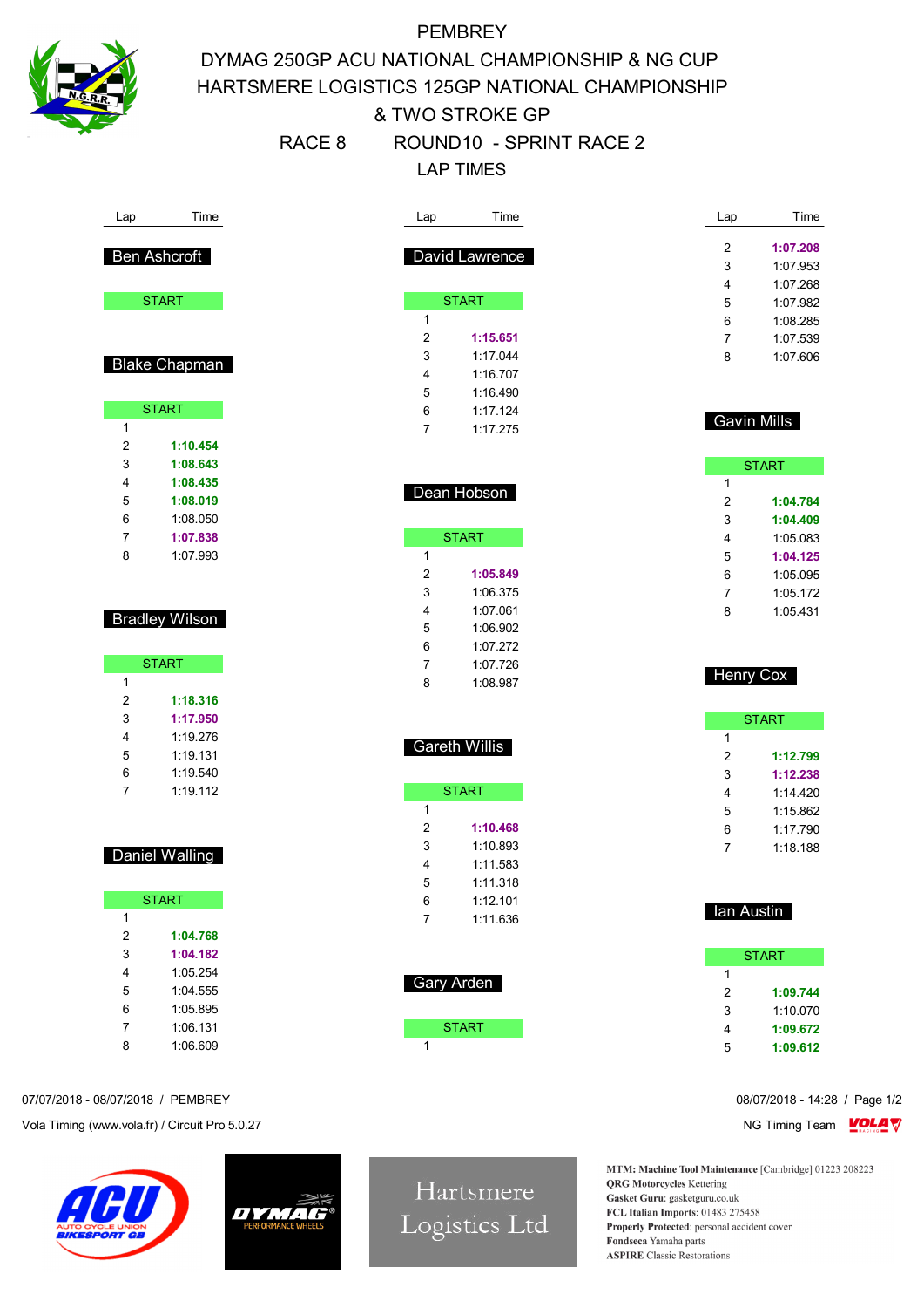# PEMBREY

## DYMAG 250GP ACU NATIONAL CHAMPIONSHIP & NG CUP
## HARTSMERE LOGISTICS 125GP NATIONAL CHAMPIONSHIP
## & TWO STROKE GP

RACE 8 ROUND10 - SPRINT RACE 2

LAP TIMES

### Ben Ashcroft

| Lap | Time |
|---|---|
| START | |

### Blake Chapman

| Lap | Time |
|---|---|
| START | |
| 1 | |
| 2 | 1:10.454 |
| 3 | 1:08.643 |
| 4 | 1:08.435 |
| 5 | 1:08.019 |
| 6 | 1:08.050 |
| 7 | 1:07.838 |
| 8 | 1:07.993 |

### Bradley Wilson

| Lap | Time |
|---|---|
| START | |
| 1 | |
| 2 | 1:18.316 |
| 3 | 1:17.950 |
| 4 | 1:19.276 |
| 5 | 1:19.131 |
| 6 | 1:19.540 |
| 7 | 1:19.112 |

### Daniel Walling

| Lap | Time |
|---|---|
| START | |
| 1 | |
| 2 | 1:04.768 |
| 3 | 1:04.182 |
| 4 | 1:05.254 |
| 5 | 1:04.555 |
| 6 | 1:05.895 |
| 7 | 1:06.131 |
| 8 | 1:06.609 |

### David Lawrence

| Lap | Time |
|---|---|
| START | |
| 1 | |
| 2 | 1:15.651 |
| 3 | 1:17.044 |
| 4 | 1:16.707 |
| 5 | 1:16.490 |
| 6 | 1:17.124 |
| 7 | 1:17.275 |

### Dean Hobson

| Lap | Time |
|---|---|
| START | |
| 1 | |
| 2 | 1:05.849 |
| 3 | 1:06.375 |
| 4 | 1:07.061 |
| 5 | 1:06.902 |
| 6 | 1:07.272 |
| 7 | 1:07.726 |
| 8 | 1:08.987 |

### Gareth Willis

| Lap | Time |
|---|---|
| START | |
| 1 | |
| 2 | 1:10.468 |
| 3 | 1:10.893 |
| 4 | 1:11.583 |
| 5 | 1:11.318 |
| 6 | 1:12.101 |
| 7 | 1:11.636 |

### Gary Arden

| Lap | Time |
|---|---|
| START | |
| 1 | |
| 2 | 1:07.208 |
| 3 | 1:07.953 |
| 4 | 1:07.268 |
| 5 | 1:07.982 |
| 6 | 1:08.285 |
| 7 | 1:07.539 |
| 8 | 1:07.606 |

### Gavin Mills

| Lap | Time |
|---|---|
| START | |
| 1 | |
| 2 | 1:04.784 |
| 3 | 1:04.409 |
| 4 | 1:05.083 |
| 5 | 1:04.125 |
| 6 | 1:05.095 |
| 7 | 1:05.172 |
| 8 | 1:05.431 |

### Henry Cox

| Lap | Time |
|---|---|
| START | |
| 1 | |
| 2 | 1:12.799 |
| 3 | 1:12.238 |
| 4 | 1:14.420 |
| 5 | 1:15.862 |
| 6 | 1:17.790 |
| 7 | 1:18.188 |

### Ian Austin

| Lap | Time |
|---|---|
| START | |
| 1 | |
| 2 | 1:09.744 |
| 3 | 1:10.070 |
| 4 | 1:09.672 |
| 5 | 1:09.612 |

07/07/2018 - 08/07/2018 / PEMBREY

08/07/2018 - 14:28

Vola Timing (www.vola.fr) / Circuit Pro 5.0.27

NG Timing Team

**MTM: Machine Tool Maintenance** [Cambridge] 01223 208223
**QRG Motorcycles** Kettering
**Gasket Guru**: gasketguru.co.uk
**FCL Italian Imports**: 01483 275458
**Properly Protected**: personal accident cover
**Fondseca** Yamaha parts
**ASPIRE** Classic Restorations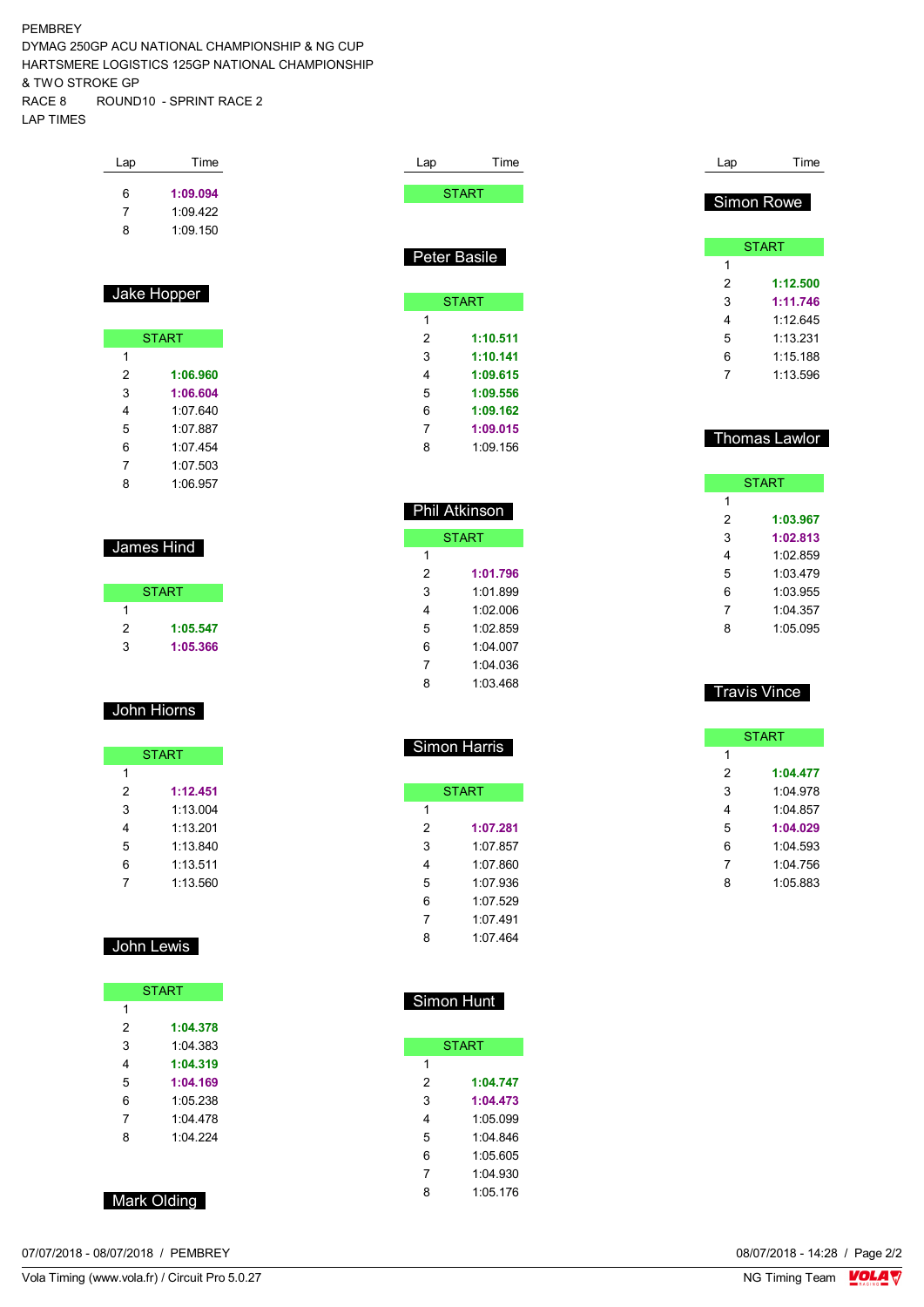PEMBREY
DYMAG 250GP ACU NATIONAL CHAMPIONSHIP & NG CUP
HARTSMERE LOGISTICS 125GP NATIONAL CHAMPIONSHIP
& TWO STROKE GP
RACE 8 ROUND10 - SPRINT RACE 2
LAP TIMES

| Lap | Time |
|---|---|
| 6 | **1:09.094** |
| 7 | 1:09.422 |
| 8 | 1:09.150 |

## Jake Hopper

| Lap | Time |
|---|---|
| START | |
| 1 | |
| 2 | **1:06.960** |
| 3 | **1:06.604** |
| 4 | 1:07.640 |
| 5 | 1:07.887 |
| 6 | 1:07.454 |
| 7 | 1:07.503 |
| 8 | 1:06.957 |

## James Hind

| Lap | Time |
|---|---|
| START | |
| 1 | |
| 2 | **1:05.547** |
| 3 | **1:05.366** |

## John Hiorns

| Lap | Time |
|---|---|
| START | |
| 1 | |
| 2 | **1:12.451** |
| 3 | 1:13.004 |
| 4 | 1:13.201 |
| 5 | 1:13.840 |
| 6 | 1:13.511 |
| 7 | 1:13.560 |

## John Lewis

| Lap | Time |
|---|---|
| START | |
| 1 | |
| 2 | **1:04.378** |
| 3 | 1:04.383 |
| 4 | **1:04.319** |
| 5 | **1:04.169** |
| 6 | 1:05.238 |
| 7 | 1:04.478 |
| 8 | 1:04.224 |

## Mark Olding

| Lap | Time |
|---|---|
| START | |

## Peter Basile

| Lap | Time |
|---|---|
| START | |
| 1 | |
| 2 | **1:10.511** |
| 3 | **1:10.141** |
| 4 | **1:09.615** |
| 5 | **1:09.556** |
| 6 | **1:09.162** |
| 7 | **1:09.015** |
| 8 | 1:09.156 |

## Phil Atkinson

| Lap | Time |
|---|---|
| START | |
| 1 | |
| 2 | **1:01.796** |
| 3 | 1:01.899 |
| 4 | 1:02.006 |
| 5 | 1:02.859 |
| 6 | 1:04.007 |
| 7 | 1:04.036 |
| 8 | 1:03.468 |

## Simon Harris

| Lap | Time |
|---|---|
| START | |
| 1 | |
| 2 | **1:07.281** |
| 3 | 1:07.857 |
| 4 | 1:07.860 |
| 5 | 1:07.936 |
| 6 | 1:07.529 |
| 7 | 1:07.491 |
| 8 | 1:07.464 |

## Simon Hunt

| Lap | Time |
|---|---|
| START | |
| 1 | |
| 2 | **1:04.747** |
| 3 | **1:04.473** |
| 4 | 1:05.099 |
| 5 | 1:04.846 |
| 6 | 1:05.605 |
| 7 | 1:04.930 |
| 8 | 1:05.176 |

## Simon Rowe

| Lap | Time |
|---|---|
| START | |
| 1 | |
| 2 | **1:12.500** |
| 3 | **1:11.746** |
| 4 | 1:12.645 |
| 5 | 1:13.231 |
| 6 | 1:15.188 |
| 7 | 1:13.596 |

## Thomas Lawlor

| Lap | Time |
|---|---|
| START | |
| 1 | |
| 2 | **1:03.967** |
| 3 | **1:02.813** |
| 4 | 1:02.859 |
| 5 | 1:03.479 |
| 6 | 1:03.955 |
| 7 | 1:04.357 |
| 8 | 1:05.095 |

## Travis Vince

| Lap | Time |
|---|---|
| START | |
| 1 | |
| 2 | **1:04.477** |
| 3 | 1:04.978 |
| 4 | 1:04.857 |
| 5 | **1:04.029** |
| 6 | 1:04.593 |
| 7 | 1:04.756 |
| 8 | 1:05.883 |

07/07/2018 - 08/07/2018 / PEMBREY
08/07/2018 - 14:28
Vola Timing (www.vola.fr) / Circuit Pro 5.0.27
NG Timing Team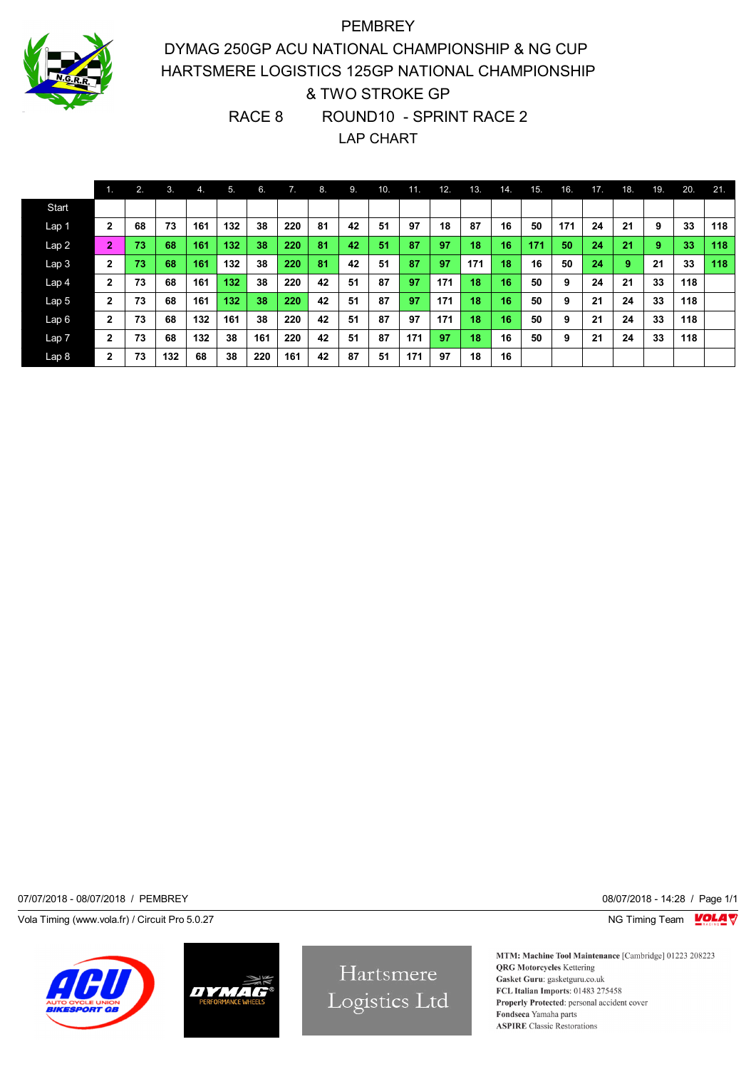# PEMBREY

## DYMAG 250GP ACU NATIONAL CHAMPIONSHIP & NG CUP
## HARTSMERE LOGISTICS 125GP NATIONAL CHAMPIONSHIP
## & TWO STROKE GP

## RACE 8 ROUND10 - SPRINT RACE 2

## LAP CHART

| | 1. | 2. | 3. | 4. | 5. | 6. | 7. | 8. | 9. | 10. | 11. | 12. | 13. | 14. | 15. | 16. | 17. | 18. | 19. | 20. | 21. |
|---|---|---|---|---|---|---|---|---|---|---|---|---|---|---|---|---|---|---|---|---|---|
| Start | | | | | | | | | | | | | | | | | | | | | |
| Lap 1 | 2 | 68 | 73 | 161 | 132 | 38 | 220 | 81 | 42 | 51 | 97 | 18 | 87 | 16 | 50 | 171 | 24 | 21 | 9 | 33 | 118 |
| Lap 2 | 2 | 73 | 68 | 161 | 132 | 38 | 220 | 81 | 42 | 51 | 87 | 97 | 18 | 16 | 171 | 50 | 24 | 21 | 9 | 33 | 118 |
| Lap 3 | 2 | 73 | 68 | 161 | 132 | 38 | 220 | 81 | 42 | 51 | 87 | 97 | 171 | 18 | 16 | 50 | 24 | 9 | 21 | 33 | 118 |
| Lap 4 | 2 | 73 | 68 | 161 | 132 | 38 | 220 | 42 | 51 | 87 | 97 | 171 | 18 | 16 | 50 | 9 | 24 | 21 | 33 | 118 | |
| Lap 5 | 2 | 73 | 68 | 161 | 132 | 38 | 220 | 42 | 51 | 87 | 97 | 171 | 18 | 16 | 50 | 9 | 21 | 24 | 33 | 118 | |
| Lap 6 | 2 | 73 | 68 | 132 | 161 | 38 | 220 | 42 | 51 | 87 | 97 | 171 | 18 | 16 | 50 | 9 | 21 | 24 | 33 | 118 | |
| Lap 7 | 2 | 73 | 68 | 132 | 38 | 161 | 220 | 42 | 51 | 87 | 171 | 97 | 18 | 16 | 50 | 9 | 21 | 24 | 33 | 118 | |
| Lap 8 | 2 | 73 | 132 | 68 | 38 | 220 | 161 | 42 | 87 | 51 | 171 | 97 | 18 | 16 | | | | | | | |

07/07/2018 - 08/07/2018 / PEMBREY

08/07/2018 - 14:28 / Page 1/1

Vola Timing (www.vola.fr) / Circuit Pro 5.0.27

NG Timing Team

**MTM: Machine Tool Maintenance** [Cambridge] 01223 208223
**QRG Motorcycles** Kettering
**Gasket Guru**: gasketguru.co.uk
**FCL Italian Imports**: 01483 275458
**Properly Protected**: personal accident cover
**Fondseca** Yamaha parts
**ASPIRE** Classic Restorations